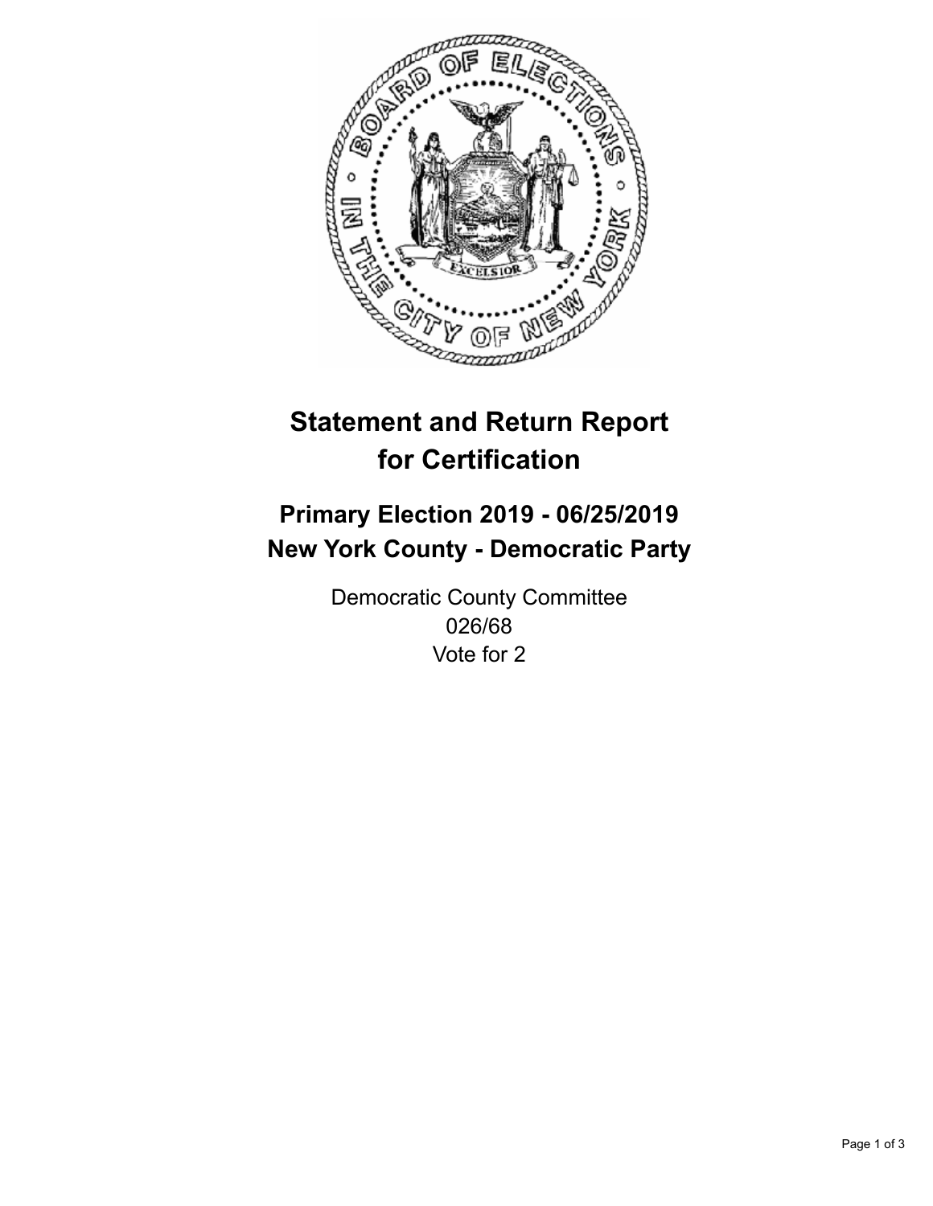# Statement and Return Report for Certification

## Primary Election 2019 - 06/25/2019
## New York County - Democratic Party

Democratic County Committee
026/68
Vote for 2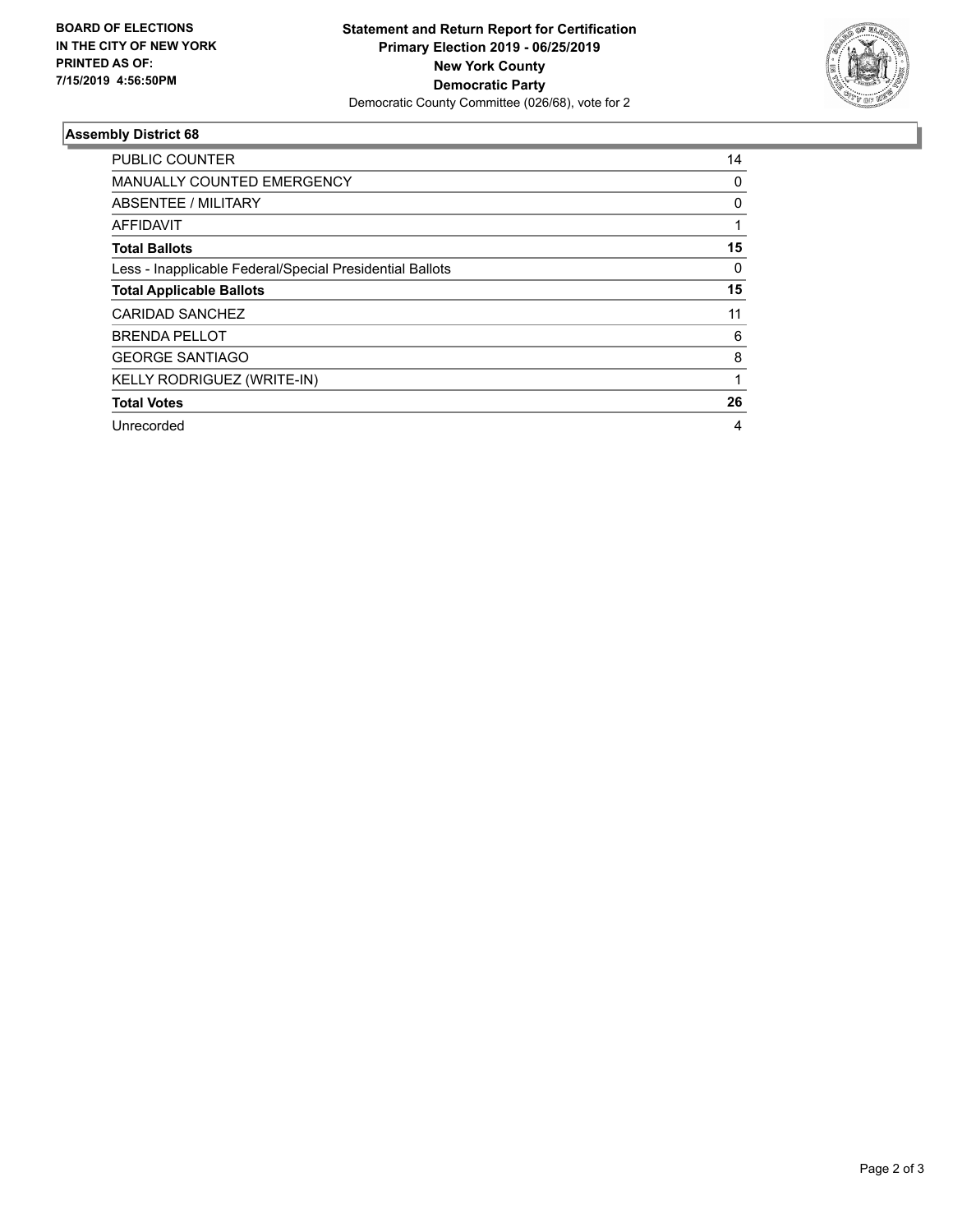**BOARD OF ELECTIONS IN THE CITY OF NEW YORK PRINTED AS OF: 7/15/2019 4:56:50PM**

**Statement and Return Report for Certification**
**Primary Election 2019 - 06/25/2019**
**New York County**
**Democratic Party**
Democratic County Committee (026/68), vote for 2

### Assembly District 68

| | |
|---|---|
| PUBLIC COUNTER | 14 |
| MANUALLY COUNTED EMERGENCY | 0 |
| ABSENTEE / MILITARY | 0 |
| AFFIDAVIT | 1 |
| **Total Ballots** | **15** |
| Less - Inapplicable Federal/Special Presidential Ballots | 0 |
| **Total Applicable Ballots** | **15** |
| CARIDAD SANCHEZ | 11 |
| BRENDA PELLOT | 6 |
| GEORGE SANTIAGO | 8 |
| KELLY RODRIGUEZ (WRITE-IN) | 1 |
| **Total Votes** | **26** |
| Unrecorded | 4 |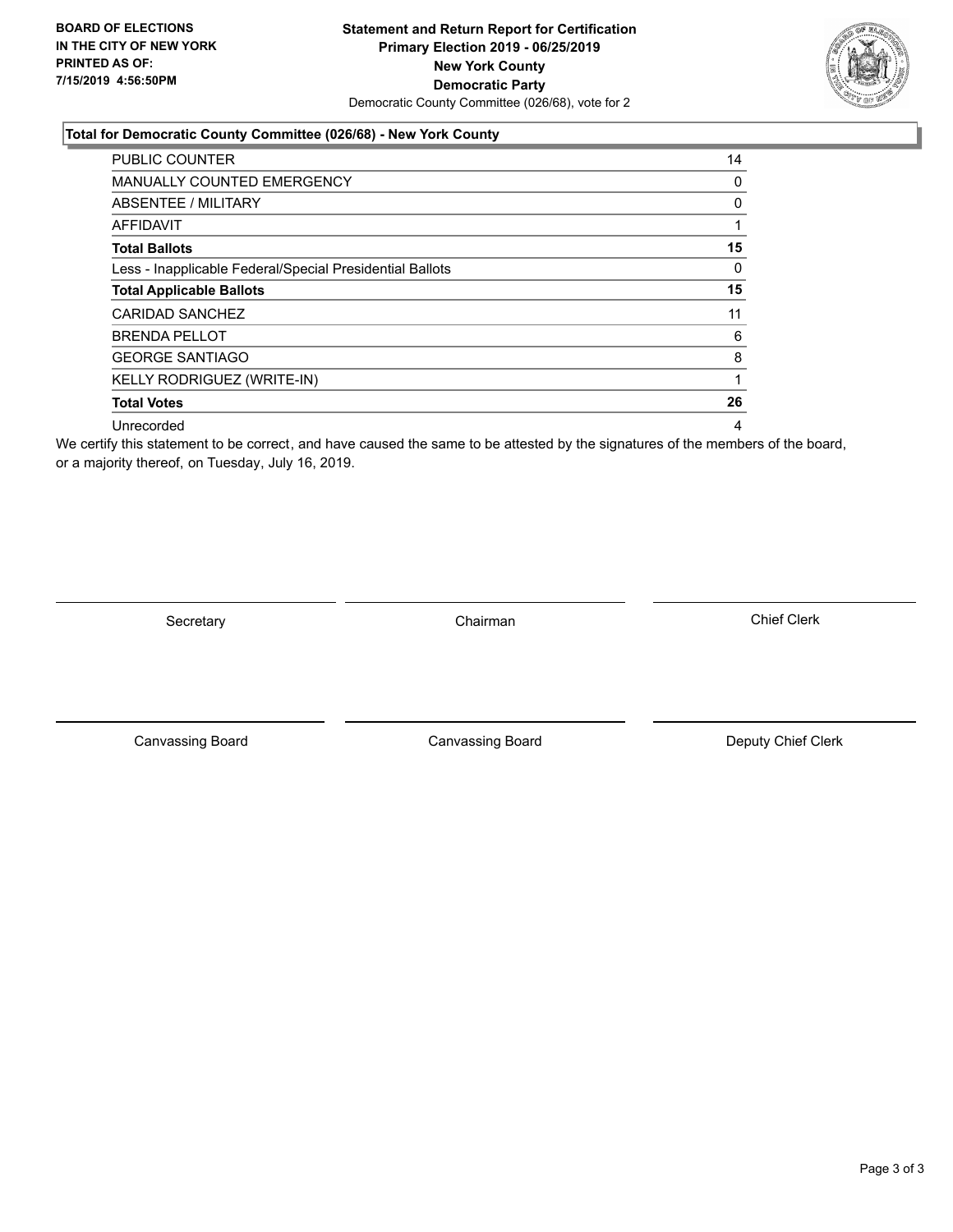**BOARD OF ELECTIONS IN THE CITY OF NEW YORK PRINTED AS OF: 7/15/2019 4:56:50PM**

**Statement and Return Report for Certification**
**Primary Election 2019 - 06/25/2019**
**New York County**
**Democratic Party**
Democratic County Committee (026/68), vote for 2

### Total for Democratic County Committee (026/68) - New York County

| | |
|---|---|
| PUBLIC COUNTER | 14 |
| MANUALLY COUNTED EMERGENCY | 0 |
| ABSENTEE / MILITARY | 0 |
| AFFIDAVIT | 1 |
| **Total Ballots** | **15** |
| Less - Inapplicable Federal/Special Presidential Ballots | 0 |
| **Total Applicable Ballots** | **15** |
| CARIDAD SANCHEZ | 11 |
| BRENDA PELLOT | 6 |
| GEORGE SANTIAGO | 8 |
| KELLY RODRIGUEZ (WRITE-IN) | 1 |
| **Total Votes** | **26** |
| Unrecorded | 4 |

We certify this statement to be correct, and have caused the same to be attested by the signatures of the members of the board, or a majority thereof, on Tuesday, July 16, 2019.

Secretary

Chairman

Chief Clerk

Canvassing Board

Canvassing Board

Deputy Chief Clerk